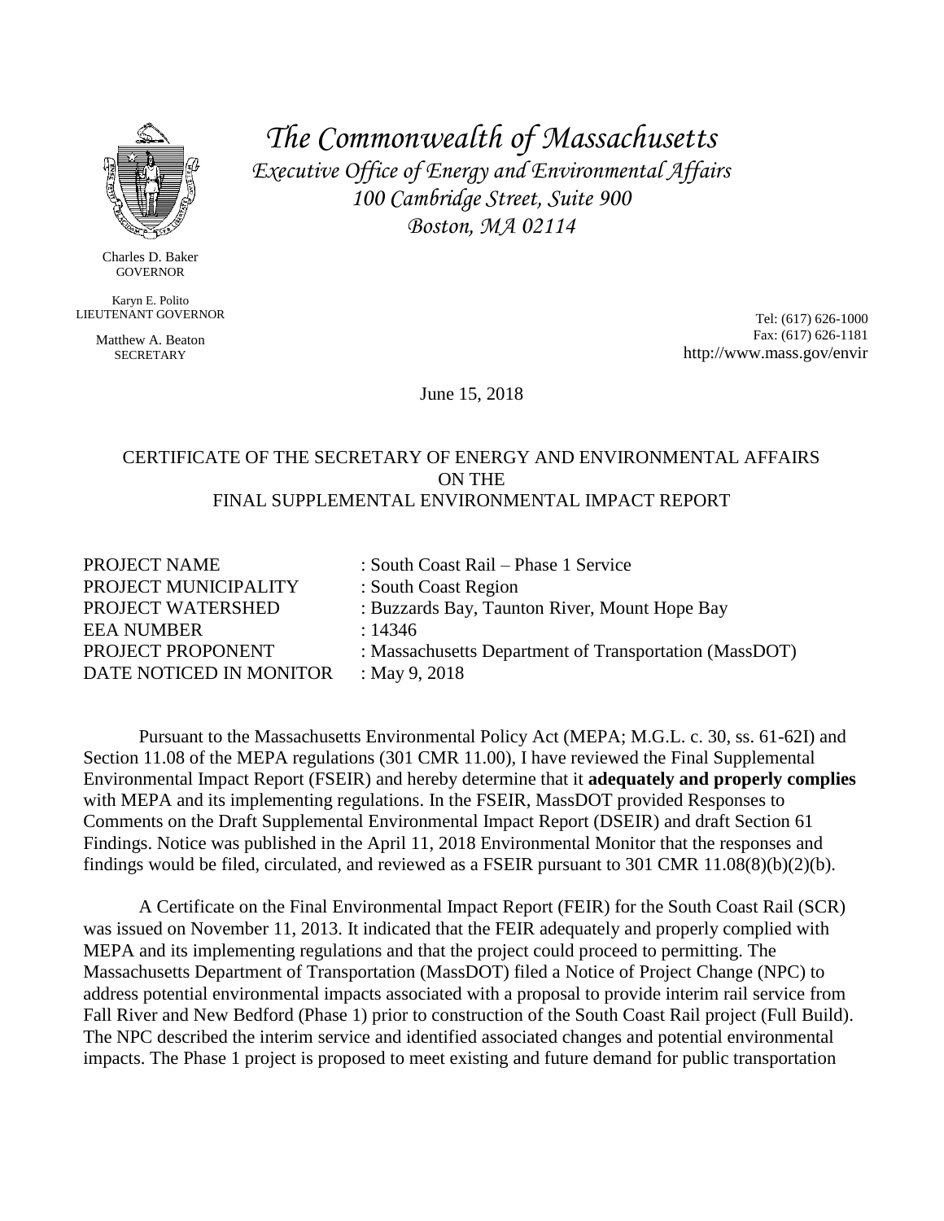*The Commonwealth of Massachusetts*
*Executive Office of Energy and Environmental Affairs*
*100 Cambridge Street, Suite 900*
*Boston, MA 02114*

Charles D. Baker
GOVERNOR

Karyn E. Polito
LIEUTENANT GOVERNOR

Matthew A. Beaton
SECRETARY

Tel: (617) 626-1000
Fax: (617) 626-1181
http://www.mass.gov/envir

June 15, 2018

CERTIFICATE OF THE SECRETARY OF ENERGY AND ENVIRONMENTAL AFFAIRS
ON THE
FINAL SUPPLEMENTAL ENVIRONMENTAL IMPACT REPORT

PROJECT NAME : South Coast Rail – Phase 1 Service
PROJECT MUNICIPALITY : South Coast Region
PROJECT WATERSHED : Buzzards Bay, Taunton River, Mount Hope Bay
EEA NUMBER : 14346
PROJECT PROPONENT : Massachusetts Department of Transportation (MassDOT)
DATE NOTICED IN MONITOR : May 9, 2018

Pursuant to the Massachusetts Environmental Policy Act (MEPA; M.G.L. c. 30, ss. 61-62I) and Section 11.08 of the MEPA regulations (301 CMR 11.00), I have reviewed the Final Supplemental Environmental Impact Report (FSEIR) and hereby determine that it **adequately and properly complies** with MEPA and its implementing regulations. In the FSEIR, MassDOT provided Responses to Comments on the Draft Supplemental Environmental Impact Report (DSEIR) and draft Section 61 Findings. Notice was published in the April 11, 2018 Environmental Monitor that the responses and findings would be filed, circulated, and reviewed as a FSEIR pursuant to 301 CMR 11.08(8)(b)(2)(b).

A Certificate on the Final Environmental Impact Report (FEIR) for the South Coast Rail (SCR) was issued on November 11, 2013. It indicated that the FEIR adequately and properly complied with MEPA and its implementing regulations and that the project could proceed to permitting. The Massachusetts Department of Transportation (MassDOT) filed a Notice of Project Change (NPC) to address potential environmental impacts associated with a proposal to provide interim rail service from Fall River and New Bedford (Phase 1) prior to construction of the South Coast Rail project (Full Build). The NPC described the interim service and identified associated changes and potential environmental impacts. The Phase 1 project is proposed to meet existing and future demand for public transportation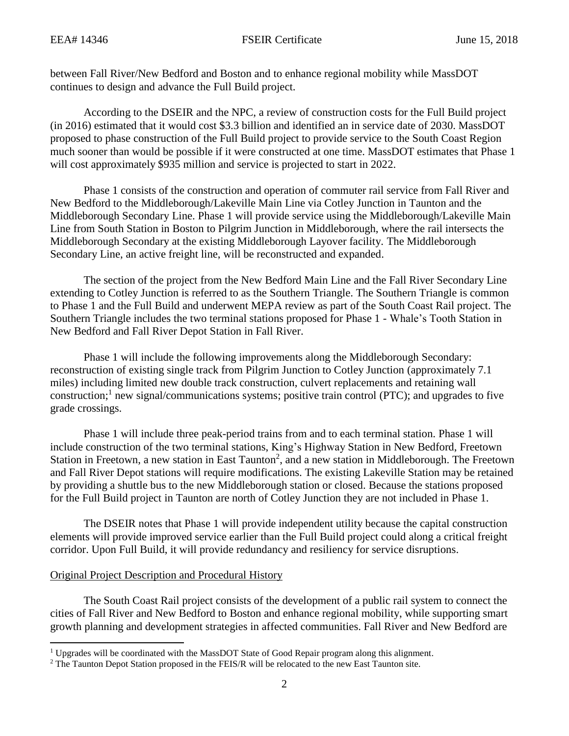between Fall River/New Bedford and Boston and to enhance regional mobility while MassDOT continues to design and advance the Full Build project.

According to the DSEIR and the NPC, a review of construction costs for the Full Build project (in 2016) estimated that it would cost $3.3 billion and identified an in service date of 2030. MassDOT proposed to phase construction of the Full Build project to provide service to the South Coast Region much sooner than would be possible if it were constructed at one time. MassDOT estimates that Phase 1 will cost approximately $935 million and service is projected to start in 2022.

Phase 1 consists of the construction and operation of commuter rail service from Fall River and New Bedford to the Middleborough/Lakeville Main Line via Cotley Junction in Taunton and the Middleborough Secondary Line. Phase 1 will provide service using the Middleborough/Lakeville Main Line from South Station in Boston to Pilgrim Junction in Middleborough, where the rail intersects the Middleborough Secondary at the existing Middleborough Layover facility. The Middleborough Secondary Line, an active freight line, will be reconstructed and expanded.

The section of the project from the New Bedford Main Line and the Fall River Secondary Line extending to Cotley Junction is referred to as the Southern Triangle. The Southern Triangle is common to Phase 1 and the Full Build and underwent MEPA review as part of the South Coast Rail project. The Southern Triangle includes the two terminal stations proposed for Phase 1 - Whale's Tooth Station in New Bedford and Fall River Depot Station in Fall River.

Phase 1 will include the following improvements along the Middleborough Secondary: reconstruction of existing single track from Pilgrim Junction to Cotley Junction (approximately 7.1 miles) including limited new double track construction, culvert replacements and retaining wall construction;[1] new signal/communications systems; positive train control (PTC); and upgrades to five grade crossings.

Phase 1 will include three peak-period trains from and to each terminal station. Phase 1 will include construction of the two terminal stations, King's Highway Station in New Bedford, Freetown Station in Freetown, a new station in East Taunton[2], and a new station in Middleborough. The Freetown and Fall River Depot stations will require modifications. The existing Lakeville Station may be retained by providing a shuttle bus to the new Middleborough station or closed. Because the stations proposed for the Full Build project in Taunton are north of Cotley Junction they are not included in Phase 1.

The DSEIR notes that Phase 1 will provide independent utility because the capital construction elements will provide improved service earlier than the Full Build project could along a critical freight corridor. Upon Full Build, it will provide redundancy and resiliency for service disruptions.

## Original Project Description and Procedural History

The South Coast Rail project consists of the development of a public rail system to connect the cities of Fall River and New Bedford to Boston and enhance regional mobility, while supporting smart growth planning and development strategies in affected communities. Fall River and New Bedford are

[1] Upgrades will be coordinated with the MassDOT State of Good Repair program along this alignment.

[2] The Taunton Depot Station proposed in the FEIS/R will be relocated to the new East Taunton site.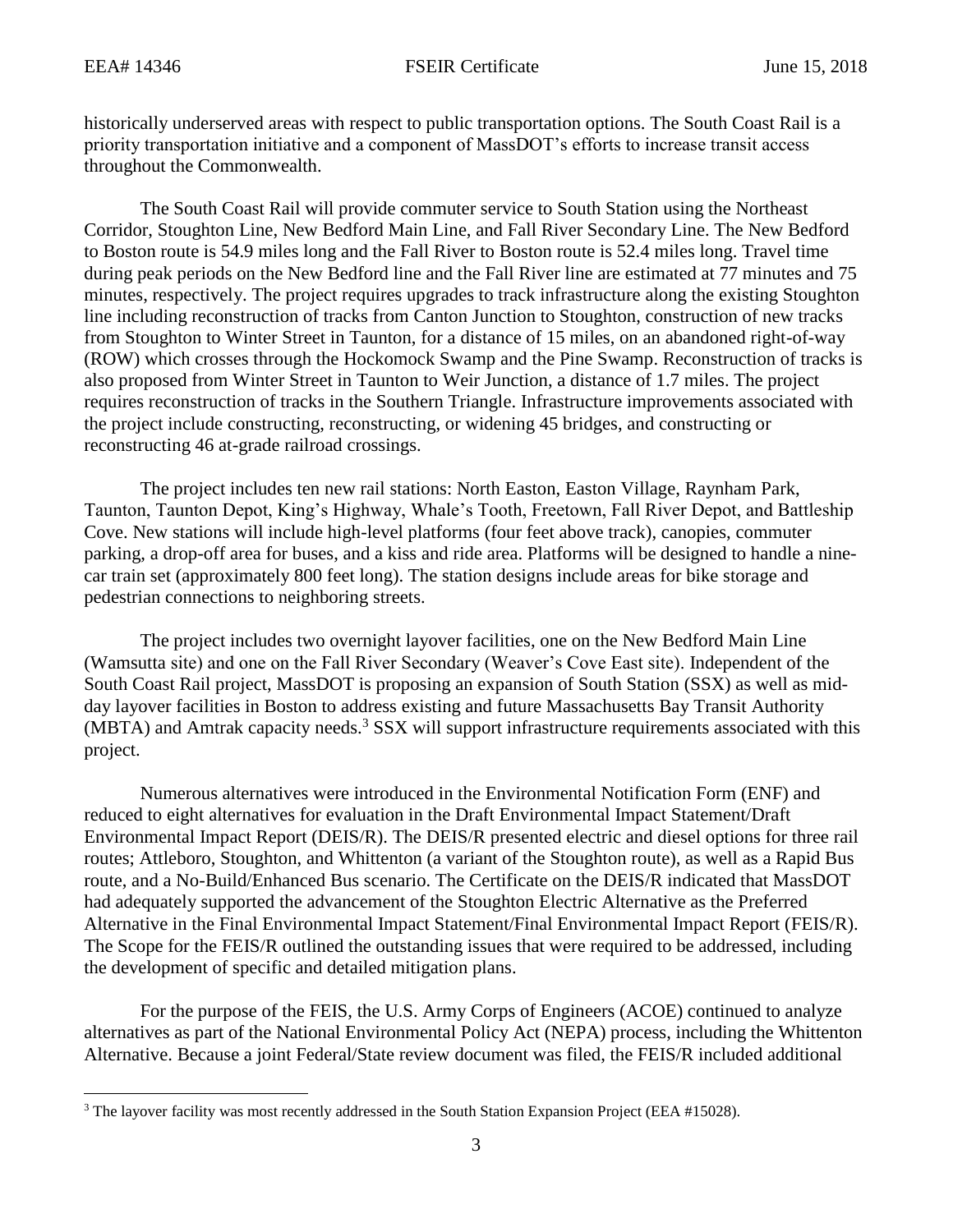historically underserved areas with respect to public transportation options. The South Coast Rail is a priority transportation initiative and a component of MassDOT's efforts to increase transit access throughout the Commonwealth.

The South Coast Rail will provide commuter service to South Station using the Northeast Corridor, Stoughton Line, New Bedford Main Line, and Fall River Secondary Line. The New Bedford to Boston route is 54.9 miles long and the Fall River to Boston route is 52.4 miles long. Travel time during peak periods on the New Bedford line and the Fall River line are estimated at 77 minutes and 75 minutes, respectively. The project requires upgrades to track infrastructure along the existing Stoughton line including reconstruction of tracks from Canton Junction to Stoughton, construction of new tracks from Stoughton to Winter Street in Taunton, for a distance of 15 miles, on an abandoned right-of-way (ROW) which crosses through the Hockomock Swamp and the Pine Swamp. Reconstruction of tracks is also proposed from Winter Street in Taunton to Weir Junction, a distance of 1.7 miles. The project requires reconstruction of tracks in the Southern Triangle. Infrastructure improvements associated with the project include constructing, reconstructing, or widening 45 bridges, and constructing or reconstructing 46 at-grade railroad crossings.

The project includes ten new rail stations: North Easton, Easton Village, Raynham Park, Taunton, Taunton Depot, King's Highway, Whale's Tooth, Freetown, Fall River Depot, and Battleship Cove. New stations will include high-level platforms (four feet above track), canopies, commuter parking, a drop-off area for buses, and a kiss and ride area. Platforms will be designed to handle a nine-car train set (approximately 800 feet long). The station designs include areas for bike storage and pedestrian connections to neighboring streets.

The project includes two overnight layover facilities, one on the New Bedford Main Line (Wamsutta site) and one on the Fall River Secondary (Weaver's Cove East site). Independent of the South Coast Rail project, MassDOT is proposing an expansion of South Station (SSX) as well as mid-day layover facilities in Boston to address existing and future Massachusetts Bay Transit Authority (MBTA) and Amtrak capacity needs.[3] SSX will support infrastructure requirements associated with this project.

Numerous alternatives were introduced in the Environmental Notification Form (ENF) and reduced to eight alternatives for evaluation in the Draft Environmental Impact Statement/Draft Environmental Impact Report (DEIS/R). The DEIS/R presented electric and diesel options for three rail routes; Attleboro, Stoughton, and Whittenton (a variant of the Stoughton route), as well as a Rapid Bus route, and a No-Build/Enhanced Bus scenario. The Certificate on the DEIS/R indicated that MassDOT had adequately supported the advancement of the Stoughton Electric Alternative as the Preferred Alternative in the Final Environmental Impact Statement/Final Environmental Impact Report (FEIS/R). The Scope for the FEIS/R outlined the outstanding issues that were required to be addressed, including the development of specific and detailed mitigation plans.

For the purpose of the FEIS, the U.S. Army Corps of Engineers (ACOE) continued to analyze alternatives as part of the National Environmental Policy Act (NEPA) process, including the Whittenton Alternative. Because a joint Federal/State review document was filed, the FEIS/R included additional

[3] The layover facility was most recently addressed in the South Station Expansion Project (EEA #15028).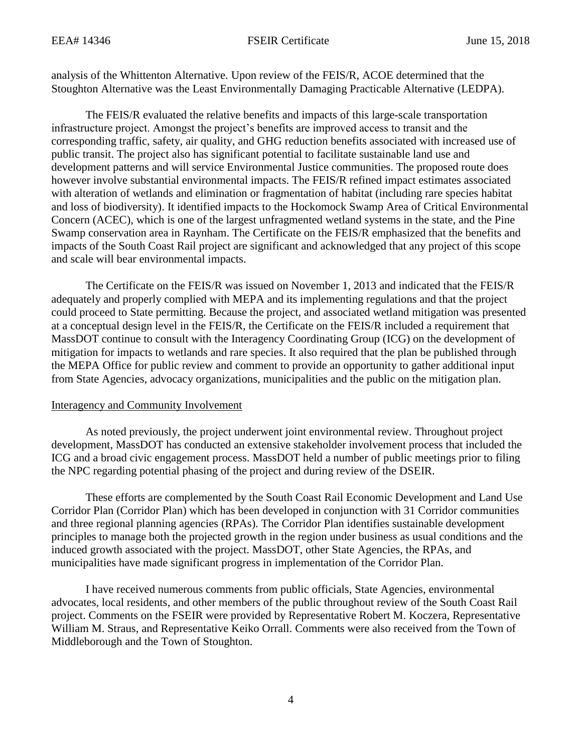analysis of the Whittenton Alternative. Upon review of the FEIS/R, ACOE determined that the Stoughton Alternative was the Least Environmentally Damaging Practicable Alternative (LEDPA).

The FEIS/R evaluated the relative benefits and impacts of this large-scale transportation infrastructure project. Amongst the project's benefits are improved access to transit and the corresponding traffic, safety, air quality, and GHG reduction benefits associated with increased use of public transit. The project also has significant potential to facilitate sustainable land use and development patterns and will service Environmental Justice communities. The proposed route does however involve substantial environmental impacts. The FEIS/R refined impact estimates associated with alteration of wetlands and elimination or fragmentation of habitat (including rare species habitat and loss of biodiversity). It identified impacts to the Hockomock Swamp Area of Critical Environmental Concern (ACEC), which is one of the largest unfragmented wetland systems in the state, and the Pine Swamp conservation area in Raynham. The Certificate on the FEIS/R emphasized that the benefits and impacts of the South Coast Rail project are significant and acknowledged that any project of this scope and scale will bear environmental impacts.

The Certificate on the FEIS/R was issued on November 1, 2013 and indicated that the FEIS/R adequately and properly complied with MEPA and its implementing regulations and that the project could proceed to State permitting. Because the project, and associated wetland mitigation was presented at a conceptual design level in the FEIS/R, the Certificate on the FEIS/R included a requirement that MassDOT continue to consult with the Interagency Coordinating Group (ICG) on the development of mitigation for impacts to wetlands and rare species. It also required that the plan be published through the MEPA Office for public review and comment to provide an opportunity to gather additional input from State Agencies, advocacy organizations, municipalities and the public on the mitigation plan.

<u>Interagency and Community Involvement</u>

As noted previously, the project underwent joint environmental review. Throughout project development, MassDOT has conducted an extensive stakeholder involvement process that included the ICG and a broad civic engagement process. MassDOT held a number of public meetings prior to filing the NPC regarding potential phasing of the project and during review of the DSEIR.

These efforts are complemented by the South Coast Rail Economic Development and Land Use Corridor Plan (Corridor Plan) which has been developed in conjunction with 31 Corridor communities and three regional planning agencies (RPAs). The Corridor Plan identifies sustainable development principles to manage both the projected growth in the region under business as usual conditions and the induced growth associated with the project. MassDOT, other State Agencies, the RPAs, and municipalities have made significant progress in implementation of the Corridor Plan.

I have received numerous comments from public officials, State Agencies, environmental advocates, local residents, and other members of the public throughout review of the South Coast Rail project. Comments on the FSEIR were provided by Representative Robert M. Koczera, Representative William M. Straus, and Representative Keiko Orrall. Comments were also received from the Town of Middleborough and the Town of Stoughton.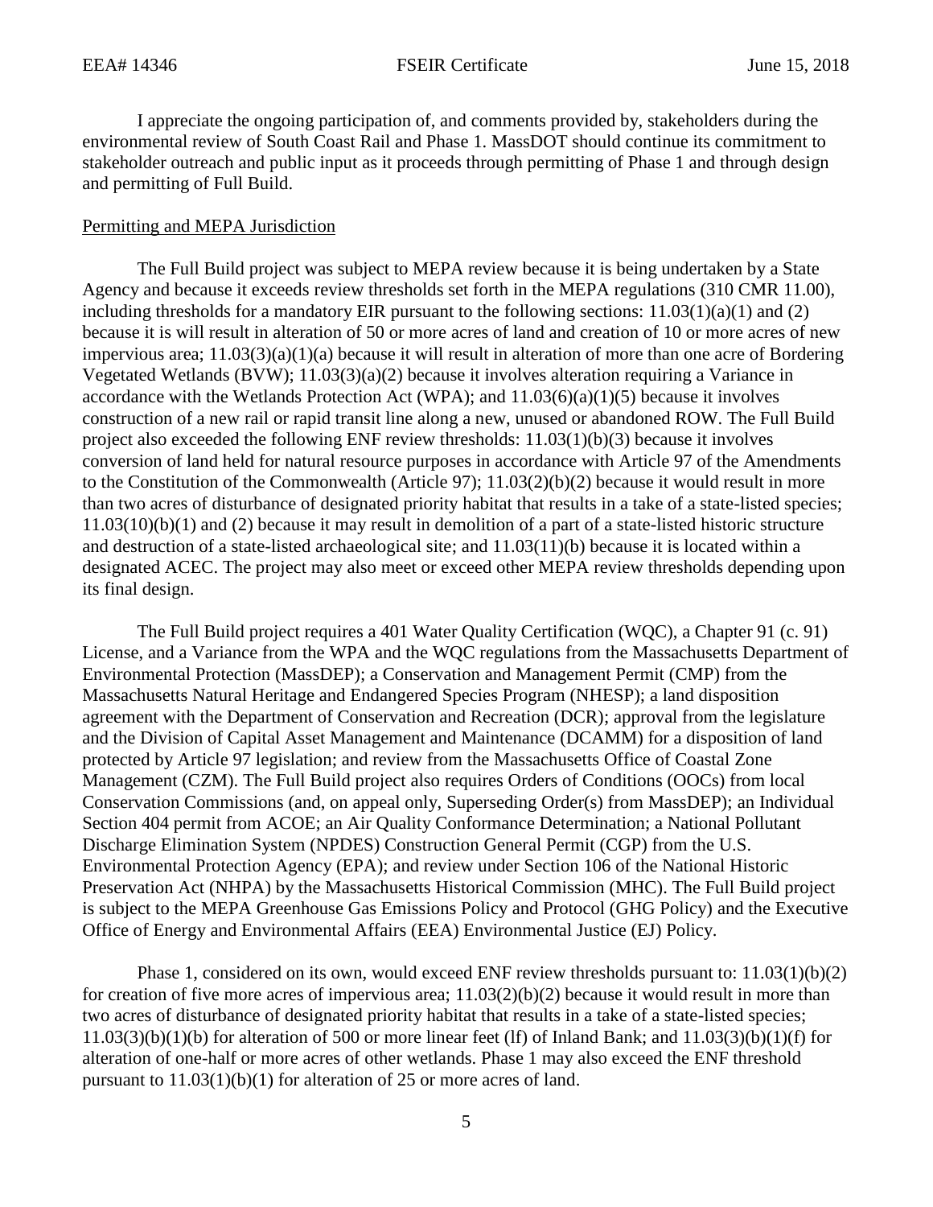I appreciate the ongoing participation of, and comments provided by, stakeholders during the environmental review of South Coast Rail and Phase 1. MassDOT should continue its commitment to stakeholder outreach and public input as it proceeds through permitting of Phase 1 and through design and permitting of Full Build.

Permitting and MEPA Jurisdiction

The Full Build project was subject to MEPA review because it is being undertaken by a State Agency and because it exceeds review thresholds set forth in the MEPA regulations (310 CMR 11.00), including thresholds for a mandatory EIR pursuant to the following sections: 11.03(1)(a)(1) and (2) because it is will result in alteration of 50 or more acres of land and creation of 10 or more acres of new impervious area; 11.03(3)(a)(1)(a) because it will result in alteration of more than one acre of Bordering Vegetated Wetlands (BVW); 11.03(3)(a)(2) because it involves alteration requiring a Variance in accordance with the Wetlands Protection Act (WPA); and 11.03(6)(a)(1)(5) because it involves construction of a new rail or rapid transit line along a new, unused or abandoned ROW. The Full Build project also exceeded the following ENF review thresholds: 11.03(1)(b)(3) because it involves conversion of land held for natural resource purposes in accordance with Article 97 of the Amendments to the Constitution of the Commonwealth (Article 97); 11.03(2)(b)(2) because it would result in more than two acres of disturbance of designated priority habitat that results in a take of a state-listed species; 11.03(10)(b)(1) and (2) because it may result in demolition of a part of a state-listed historic structure and destruction of a state-listed archaeological site; and 11.03(11)(b) because it is located within a designated ACEC. The project may also meet or exceed other MEPA review thresholds depending upon its final design.

The Full Build project requires a 401 Water Quality Certification (WQC), a Chapter 91 (c. 91) License, and a Variance from the WPA and the WQC regulations from the Massachusetts Department of Environmental Protection (MassDEP); a Conservation and Management Permit (CMP) from the Massachusetts Natural Heritage and Endangered Species Program (NHESP); a land disposition agreement with the Department of Conservation and Recreation (DCR); approval from the legislature and the Division of Capital Asset Management and Maintenance (DCAMM) for a disposition of land protected by Article 97 legislation; and review from the Massachusetts Office of Coastal Zone Management (CZM). The Full Build project also requires Orders of Conditions (OOCs) from local Conservation Commissions (and, on appeal only, Superseding Order(s) from MassDEP); an Individual Section 404 permit from ACOE; an Air Quality Conformance Determination; a National Pollutant Discharge Elimination System (NPDES) Construction General Permit (CGP) from the U.S. Environmental Protection Agency (EPA); and review under Section 106 of the National Historic Preservation Act (NHPA) by the Massachusetts Historical Commission (MHC). The Full Build project is subject to the MEPA Greenhouse Gas Emissions Policy and Protocol (GHG Policy) and the Executive Office of Energy and Environmental Affairs (EEA) Environmental Justice (EJ) Policy.

Phase 1, considered on its own, would exceed ENF review thresholds pursuant to: 11.03(1)(b)(2) for creation of five more acres of impervious area; 11.03(2)(b)(2) because it would result in more than two acres of disturbance of designated priority habitat that results in a take of a state-listed species; 11.03(3)(b)(1)(b) for alteration of 500 or more linear feet (lf) of Inland Bank; and 11.03(3)(b)(1)(f) for alteration of one-half or more acres of other wetlands. Phase 1 may also exceed the ENF threshold pursuant to 11.03(1)(b)(1) for alteration of 25 or more acres of land.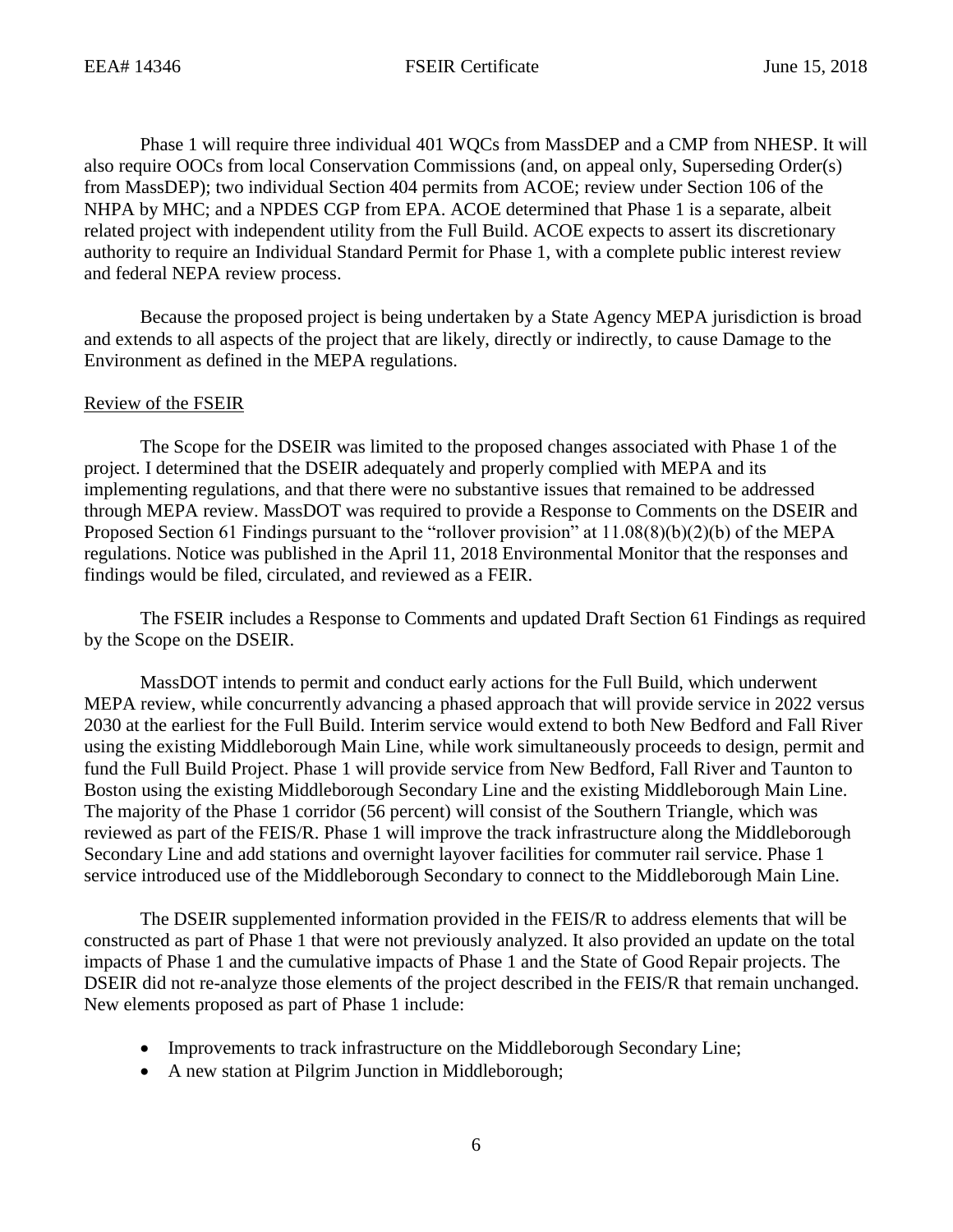Phase 1 will require three individual 401 WQCs from MassDEP and a CMP from NHESP. It will also require OOCs from local Conservation Commissions (and, on appeal only, Superseding Order(s) from MassDEP); two individual Section 404 permits from ACOE; review under Section 106 of the NHPA by MHC; and a NPDES CGP from EPA. ACOE determined that Phase 1 is a separate, albeit related project with independent utility from the Full Build. ACOE expects to assert its discretionary authority to require an Individual Standard Permit for Phase 1, with a complete public interest review and federal NEPA review process.

Because the proposed project is being undertaken by a State Agency MEPA jurisdiction is broad and extends to all aspects of the project that are likely, directly or indirectly, to cause Damage to the Environment as defined in the MEPA regulations.

## Review of the FSEIR

The Scope for the DSEIR was limited to the proposed changes associated with Phase 1 of the project. I determined that the DSEIR adequately and properly complied with MEPA and its implementing regulations, and that there were no substantive issues that remained to be addressed through MEPA review. MassDOT was required to provide a Response to Comments on the DSEIR and Proposed Section 61 Findings pursuant to the "rollover provision" at 11.08(8)(b)(2)(b) of the MEPA regulations. Notice was published in the April 11, 2018 Environmental Monitor that the responses and findings would be filed, circulated, and reviewed as a FEIR.

The FSEIR includes a Response to Comments and updated Draft Section 61 Findings as required by the Scope on the DSEIR.

MassDOT intends to permit and conduct early actions for the Full Build, which underwent MEPA review, while concurrently advancing a phased approach that will provide service in 2022 versus 2030 at the earliest for the Full Build. Interim service would extend to both New Bedford and Fall River using the existing Middleborough Main Line, while work simultaneously proceeds to design, permit and fund the Full Build Project. Phase 1 will provide service from New Bedford, Fall River and Taunton to Boston using the existing Middleborough Secondary Line and the existing Middleborough Main Line. The majority of the Phase 1 corridor (56 percent) will consist of the Southern Triangle, which was reviewed as part of the FEIS/R. Phase 1 will improve the track infrastructure along the Middleborough Secondary Line and add stations and overnight layover facilities for commuter rail service. Phase 1 service introduced use of the Middleborough Secondary to connect to the Middleborough Main Line.

The DSEIR supplemented information provided in the FEIS/R to address elements that will be constructed as part of Phase 1 that were not previously analyzed. It also provided an update on the total impacts of Phase 1 and the cumulative impacts of Phase 1 and the State of Good Repair projects. The DSEIR did not re-analyze those elements of the project described in the FEIS/R that remain unchanged. New elements proposed as part of Phase 1 include:

- Improvements to track infrastructure on the Middleborough Secondary Line;
- A new station at Pilgrim Junction in Middleborough;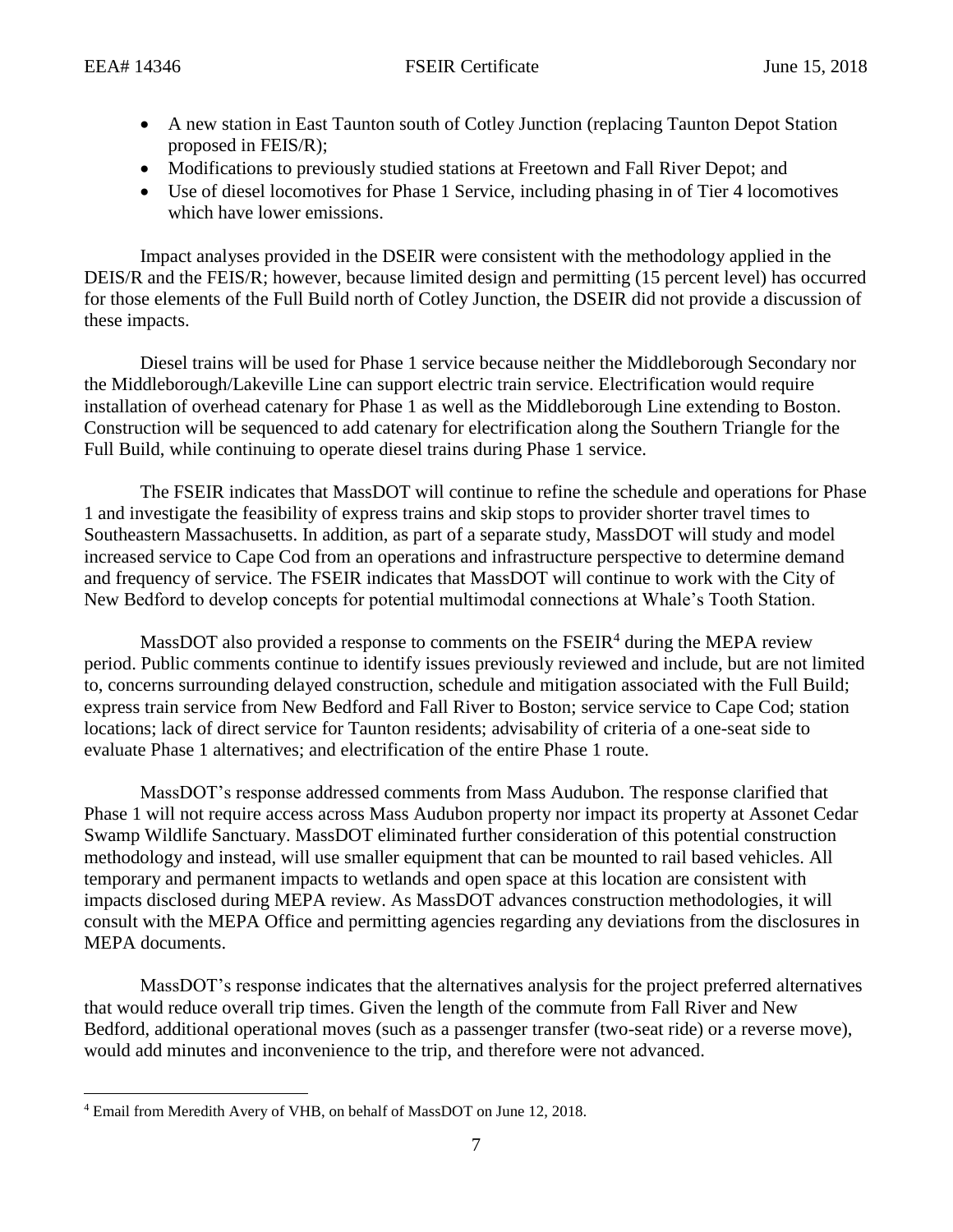- A new station in East Taunton south of Cotley Junction (replacing Taunton Depot Station proposed in FEIS/R);
- Modifications to previously studied stations at Freetown and Fall River Depot; and
- Use of diesel locomotives for Phase 1 Service, including phasing in of Tier 4 locomotives which have lower emissions.

Impact analyses provided in the DSEIR were consistent with the methodology applied in the DEIS/R and the FEIS/R; however, because limited design and permitting (15 percent level) has occurred for those elements of the Full Build north of Cotley Junction, the DSEIR did not provide a discussion of these impacts.

Diesel trains will be used for Phase 1 service because neither the Middleborough Secondary nor the Middleborough/Lakeville Line can support electric train service. Electrification would require installation of overhead catenary for Phase 1 as well as the Middleborough Line extending to Boston. Construction will be sequenced to add catenary for electrification along the Southern Triangle for the Full Build, while continuing to operate diesel trains during Phase 1 service.

The FSEIR indicates that MassDOT will continue to refine the schedule and operations for Phase 1 and investigate the feasibility of express trains and skip stops to provider shorter travel times to Southeastern Massachusetts. In addition, as part of a separate study, MassDOT will study and model increased service to Cape Cod from an operations and infrastructure perspective to determine demand and frequency of service. The FSEIR indicates that MassDOT will continue to work with the City of New Bedford to develop concepts for potential multimodal connections at Whale's Tooth Station.

MassDOT also provided a response to comments on the FSEIR[4] during the MEPA review period. Public comments continue to identify issues previously reviewed and include, but are not limited to, concerns surrounding delayed construction, schedule and mitigation associated with the Full Build; express train service from New Bedford and Fall River to Boston; service service to Cape Cod; station locations; lack of direct service for Taunton residents; advisability of criteria of a one-seat side to evaluate Phase 1 alternatives; and electrification of the entire Phase 1 route.

MassDOT's response addressed comments from Mass Audubon. The response clarified that Phase 1 will not require access across Mass Audubon property nor impact its property at Assonet Cedar Swamp Wildlife Sanctuary. MassDOT eliminated further consideration of this potential construction methodology and instead, will use smaller equipment that can be mounted to rail based vehicles. All temporary and permanent impacts to wetlands and open space at this location are consistent with impacts disclosed during MEPA review. As MassDOT advances construction methodologies, it will consult with the MEPA Office and permitting agencies regarding any deviations from the disclosures in MEPA documents.

MassDOT's response indicates that the alternatives analysis for the project preferred alternatives that would reduce overall trip times. Given the length of the commute from Fall River and New Bedford, additional operational moves (such as a passenger transfer (two-seat ride) or a reverse move), would add minutes and inconvenience to the trip, and therefore were not advanced.

---

[4] Email from Meredith Avery of VHB, on behalf of MassDOT on June 12, 2018.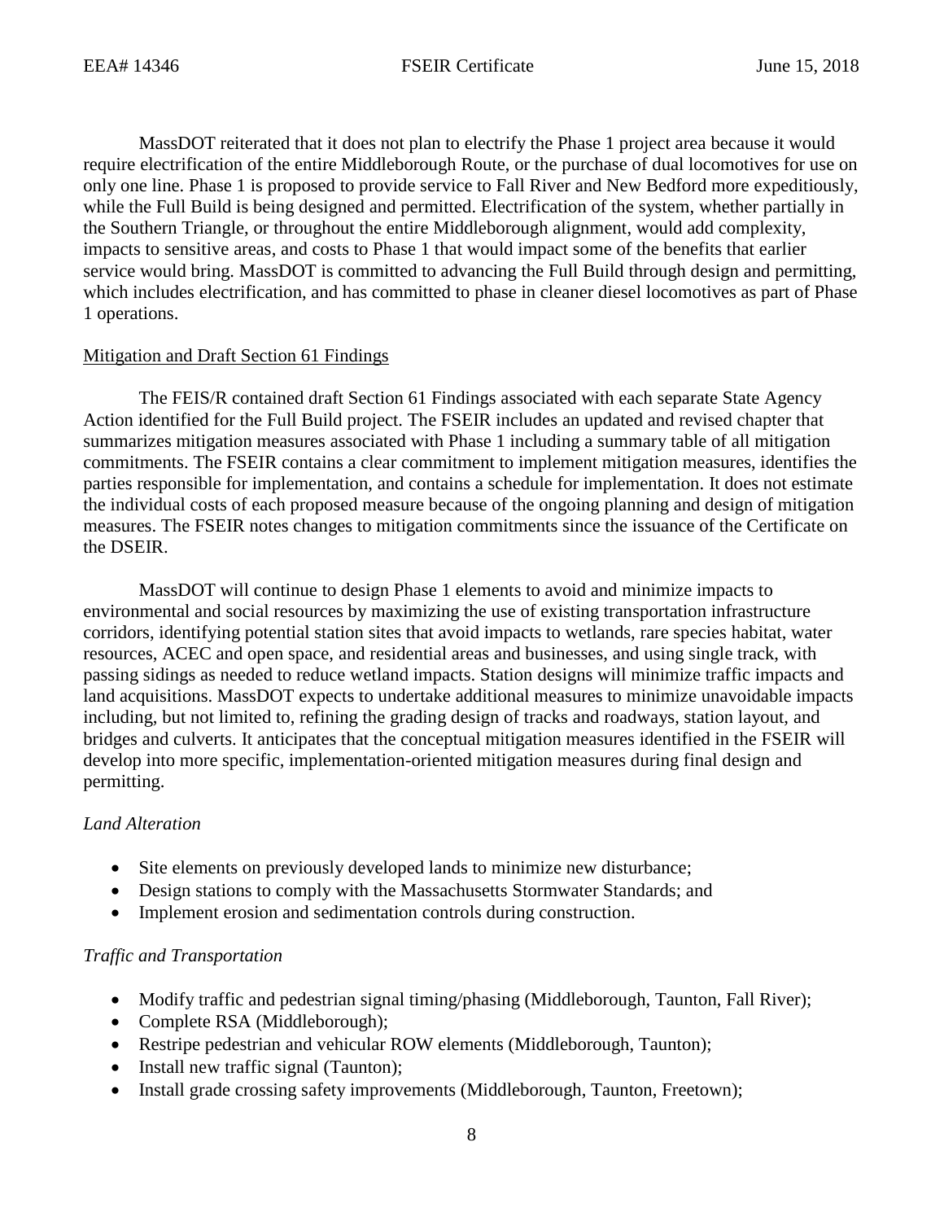MassDOT reiterated that it does not plan to electrify the Phase 1 project area because it would require electrification of the entire Middleborough Route, or the purchase of dual locomotives for use on only one line. Phase 1 is proposed to provide service to Fall River and New Bedford more expeditiously, while the Full Build is being designed and permitted. Electrification of the system, whether partially in the Southern Triangle, or throughout the entire Middleborough alignment, would add complexity, impacts to sensitive areas, and costs to Phase 1 that would impact some of the benefits that earlier service would bring. MassDOT is committed to advancing the Full Build through design and permitting, which includes electrification, and has committed to phase in cleaner diesel locomotives as part of Phase 1 operations.

<u>Mitigation and Draft Section 61 Findings</u>

The FEIS/R contained draft Section 61 Findings associated with each separate State Agency Action identified for the Full Build project. The FSEIR includes an updated and revised chapter that summarizes mitigation measures associated with Phase 1 including a summary table of all mitigation commitments. The FSEIR contains a clear commitment to implement mitigation measures, identifies the parties responsible for implementation, and contains a schedule for implementation. It does not estimate the individual costs of each proposed measure because of the ongoing planning and design of mitigation measures. The FSEIR notes changes to mitigation commitments since the issuance of the Certificate on the DSEIR.

MassDOT will continue to design Phase 1 elements to avoid and minimize impacts to environmental and social resources by maximizing the use of existing transportation infrastructure corridors, identifying potential station sites that avoid impacts to wetlands, rare species habitat, water resources, ACEC and open space, and residential areas and businesses, and using single track, with passing sidings as needed to reduce wetland impacts. Station designs will minimize traffic impacts and land acquisitions. MassDOT expects to undertake additional measures to minimize unavoidable impacts including, but not limited to, refining the grading design of tracks and roadways, station layout, and bridges and culverts. It anticipates that the conceptual mitigation measures identified in the FSEIR will develop into more specific, implementation-oriented mitigation measures during final design and permitting.

*Land Alteration*

- Site elements on previously developed lands to minimize new disturbance;
- Design stations to comply with the Massachusetts Stormwater Standards; and
- Implement erosion and sedimentation controls during construction.

*Traffic and Transportation*

- Modify traffic and pedestrian signal timing/phasing (Middleborough, Taunton, Fall River);
- Complete RSA (Middleborough);
- Restripe pedestrian and vehicular ROW elements (Middleborough, Taunton);
- Install new traffic signal (Taunton);
- Install grade crossing safety improvements (Middleborough, Taunton, Freetown);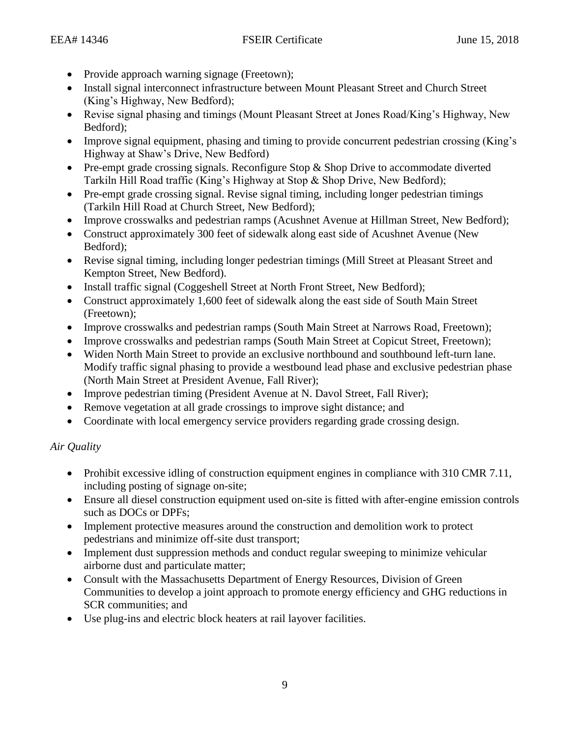- Provide approach warning signage (Freetown);
- Install signal interconnect infrastructure between Mount Pleasant Street and Church Street (King's Highway, New Bedford);
- Revise signal phasing and timings (Mount Pleasant Street at Jones Road/King's Highway, New Bedford);
- Improve signal equipment, phasing and timing to provide concurrent pedestrian crossing (King's Highway at Shaw's Drive, New Bedford)
- Pre-empt grade crossing signals. Reconfigure Stop & Shop Drive to accommodate diverted Tarkiln Hill Road traffic (King's Highway at Stop & Shop Drive, New Bedford);
- Pre-empt grade crossing signal. Revise signal timing, including longer pedestrian timings (Tarkiln Hill Road at Church Street, New Bedford);
- Improve crosswalks and pedestrian ramps (Acushnet Avenue at Hillman Street, New Bedford);
- Construct approximately 300 feet of sidewalk along east side of Acushnet Avenue (New Bedford);
- Revise signal timing, including longer pedestrian timings (Mill Street at Pleasant Street and Kempton Street, New Bedford).
- Install traffic signal (Coggeshell Street at North Front Street, New Bedford);
- Construct approximately 1,600 feet of sidewalk along the east side of South Main Street (Freetown);
- Improve crosswalks and pedestrian ramps (South Main Street at Narrows Road, Freetown);
- Improve crosswalks and pedestrian ramps (South Main Street at Copicut Street, Freetown);
- Widen North Main Street to provide an exclusive northbound and southbound left-turn lane. Modify traffic signal phasing to provide a westbound lead phase and exclusive pedestrian phase (North Main Street at President Avenue, Fall River);
- Improve pedestrian timing (President Avenue at N. Davol Street, Fall River);
- Remove vegetation at all grade crossings to improve sight distance; and
- Coordinate with local emergency service providers regarding grade crossing design.

*Air Quality*

- Prohibit excessive idling of construction equipment engines in compliance with 310 CMR 7.11, including posting of signage on-site;
- Ensure all diesel construction equipment used on-site is fitted with after-engine emission controls such as DOCs or DPFs;
- Implement protective measures around the construction and demolition work to protect pedestrians and minimize off-site dust transport;
- Implement dust suppression methods and conduct regular sweeping to minimize vehicular airborne dust and particulate matter;
- Consult with the Massachusetts Department of Energy Resources, Division of Green Communities to develop a joint approach to promote energy efficiency and GHG reductions in SCR communities; and
- Use plug-ins and electric block heaters at rail layover facilities.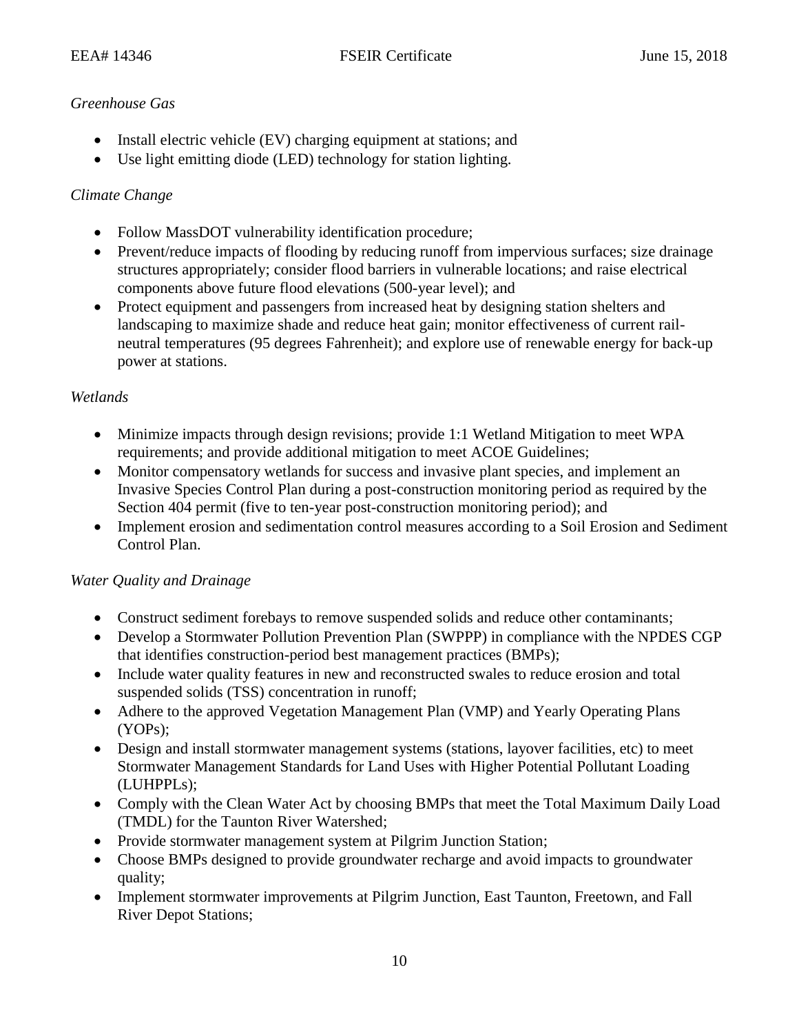*Greenhouse Gas*

- Install electric vehicle (EV) charging equipment at stations; and
- Use light emitting diode (LED) technology for station lighting.

*Climate Change*

- Follow MassDOT vulnerability identification procedure;
- Prevent/reduce impacts of flooding by reducing runoff from impervious surfaces; size drainage structures appropriately; consider flood barriers in vulnerable locations; and raise electrical components above future flood elevations (500-year level); and
- Protect equipment and passengers from increased heat by designing station shelters and landscaping to maximize shade and reduce heat gain; monitor effectiveness of current rail-neutral temperatures (95 degrees Fahrenheit); and explore use of renewable energy for back-up power at stations.

*Wetlands*

- Minimize impacts through design revisions; provide 1:1 Wetland Mitigation to meet WPA requirements; and provide additional mitigation to meet ACOE Guidelines;
- Monitor compensatory wetlands for success and invasive plant species, and implement an Invasive Species Control Plan during a post-construction monitoring period as required by the Section 404 permit (five to ten-year post-construction monitoring period); and
- Implement erosion and sedimentation control measures according to a Soil Erosion and Sediment Control Plan.

*Water Quality and Drainage*

- Construct sediment forebays to remove suspended solids and reduce other contaminants;
- Develop a Stormwater Pollution Prevention Plan (SWPPP) in compliance with the NPDES CGP that identifies construction-period best management practices (BMPs);
- Include water quality features in new and reconstructed swales to reduce erosion and total suspended solids (TSS) concentration in runoff;
- Adhere to the approved Vegetation Management Plan (VMP) and Yearly Operating Plans (YOPs);
- Design and install stormwater management systems (stations, layover facilities, etc) to meet Stormwater Management Standards for Land Uses with Higher Potential Pollutant Loading (LUHPPLs);
- Comply with the Clean Water Act by choosing BMPs that meet the Total Maximum Daily Load (TMDL) for the Taunton River Watershed;
- Provide stormwater management system at Pilgrim Junction Station;
- Choose BMPs designed to provide groundwater recharge and avoid impacts to groundwater quality;
- Implement stormwater improvements at Pilgrim Junction, East Taunton, Freetown, and Fall River Depot Stations;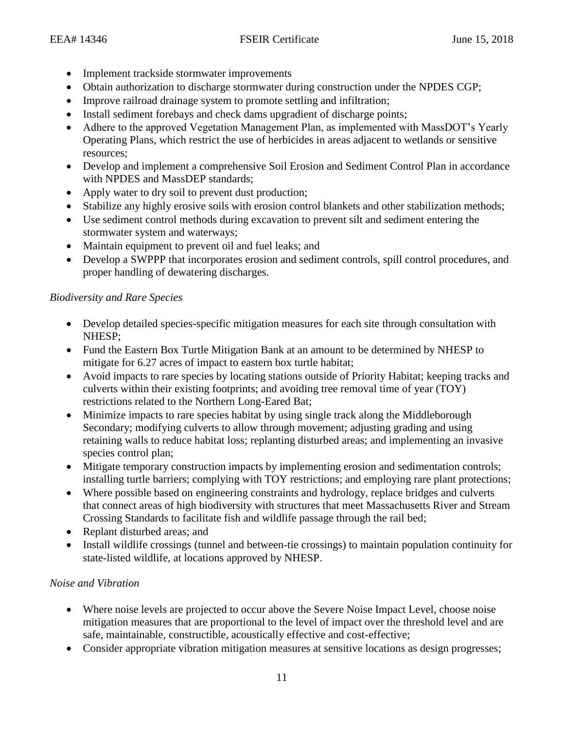- Implement trackside stormwater improvements
- Obtain authorization to discharge stormwater during construction under the NPDES CGP;
- Improve railroad drainage system to promote settling and infiltration;
- Install sediment forebays and check dams upgradient of discharge points;
- Adhere to the approved Vegetation Management Plan, as implemented with MassDOT's Yearly Operating Plans, which restrict the use of herbicides in areas adjacent to wetlands or sensitive resources;
- Develop and implement a comprehensive Soil Erosion and Sediment Control Plan in accordance with NPDES and MassDEP standards;
- Apply water to dry soil to prevent dust production;
- Stabilize any highly erosive soils with erosion control blankets and other stabilization methods;
- Use sediment control methods during excavation to prevent silt and sediment entering the stormwater system and waterways;
- Maintain equipment to prevent oil and fuel leaks; and
- Develop a SWPPP that incorporates erosion and sediment controls, spill control procedures, and proper handling of dewatering discharges.

*Biodiversity and Rare Species*

- Develop detailed species-specific mitigation measures for each site through consultation with NHESP;
- Fund the Eastern Box Turtle Mitigation Bank at an amount to be determined by NHESP to mitigate for 6.27 acres of impact to eastern box turtle habitat;
- Avoid impacts to rare species by locating stations outside of Priority Habitat; keeping tracks and culverts within their existing footprints; and avoiding tree removal time of year (TOY) restrictions related to the Northern Long-Eared Bat;
- Minimize impacts to rare species habitat by using single track along the Middleborough Secondary; modifying culverts to allow through movement; adjusting grading and using retaining walls to reduce habitat loss; replanting disturbed areas; and implementing an invasive species control plan;
- Mitigate temporary construction impacts by implementing erosion and sedimentation controls; installing turtle barriers; complying with TOY restrictions; and employing rare plant protections;
- Where possible based on engineering constraints and hydrology, replace bridges and culverts that connect areas of high biodiversity with structures that meet Massachusetts River and Stream Crossing Standards to facilitate fish and wildlife passage through the rail bed;
- Replant disturbed areas; and
- Install wildlife crossings (tunnel and between-tie crossings) to maintain population continuity for state-listed wildlife, at locations approved by NHESP.

*Noise and Vibration*

- Where noise levels are projected to occur above the Severe Noise Impact Level, choose noise mitigation measures that are proportional to the level of impact over the threshold level and are safe, maintainable, constructible, acoustically effective and cost-effective;
- Consider appropriate vibration mitigation measures at sensitive locations as design progresses;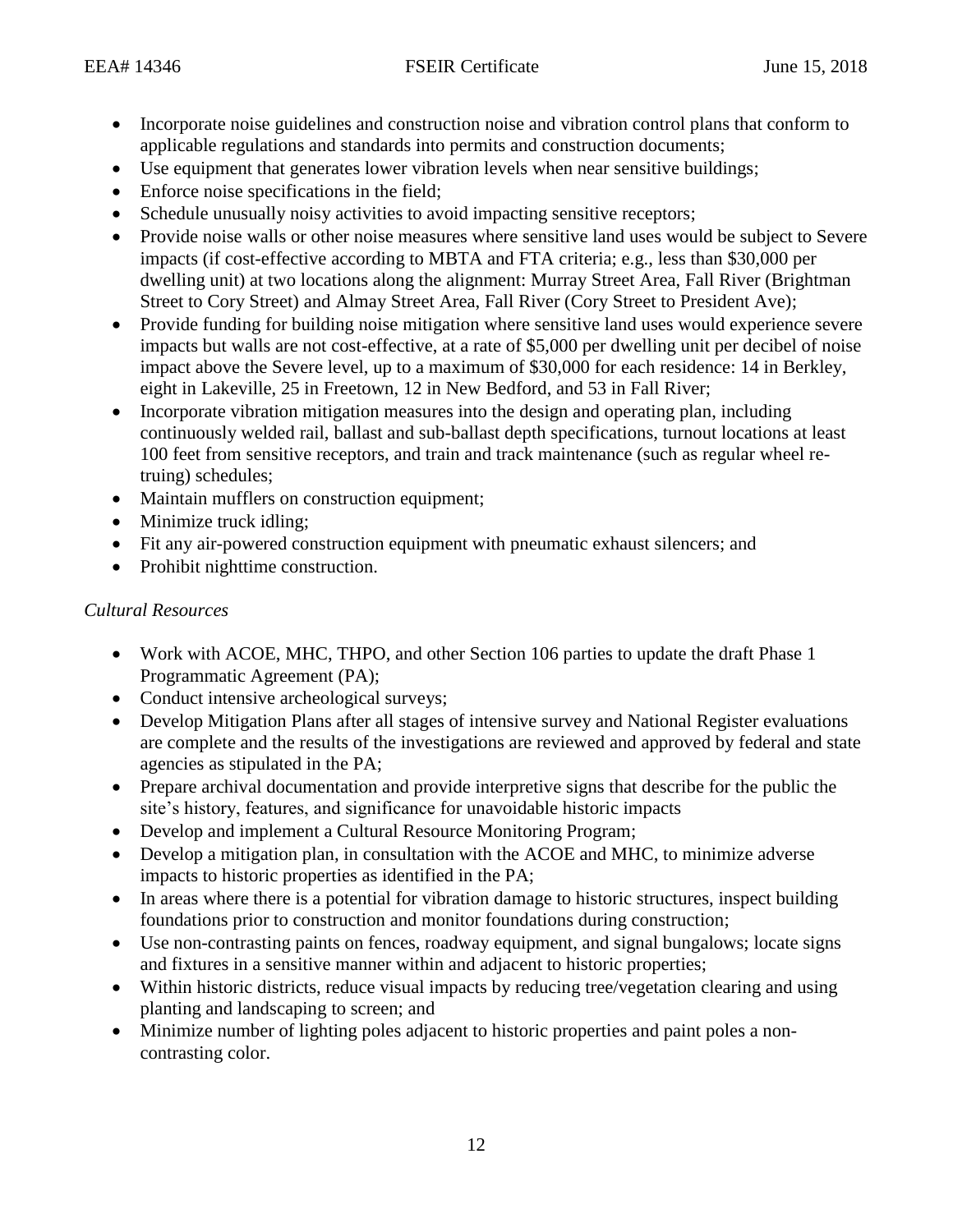- Incorporate noise guidelines and construction noise and vibration control plans that conform to applicable regulations and standards into permits and construction documents;
- Use equipment that generates lower vibration levels when near sensitive buildings;
- Enforce noise specifications in the field;
- Schedule unusually noisy activities to avoid impacting sensitive receptors;
- Provide noise walls or other noise measures where sensitive land uses would be subject to Severe impacts (if cost-effective according to MBTA and FTA criteria; e.g., less than $30,000 per dwelling unit) at two locations along the alignment: Murray Street Area, Fall River (Brightman Street to Cory Street) and Almay Street Area, Fall River (Cory Street to President Ave);
- Provide funding for building noise mitigation where sensitive land uses would experience severe impacts but walls are not cost-effective, at a rate of $5,000 per dwelling unit per decibel of noise impact above the Severe level, up to a maximum of $30,000 for each residence: 14 in Berkley, eight in Lakeville, 25 in Freetown, 12 in New Bedford, and 53 in Fall River;
- Incorporate vibration mitigation measures into the design and operating plan, including continuously welded rail, ballast and sub-ballast depth specifications, turnout locations at least 100 feet from sensitive receptors, and train and track maintenance (such as regular wheel re-truing) schedules;
- Maintain mufflers on construction equipment;
- Minimize truck idling;
- Fit any air-powered construction equipment with pneumatic exhaust silencers; and
- Prohibit nighttime construction.

*Cultural Resources*

- Work with ACOE, MHC, THPO, and other Section 106 parties to update the draft Phase 1 Programmatic Agreement (PA);
- Conduct intensive archeological surveys;
- Develop Mitigation Plans after all stages of intensive survey and National Register evaluations are complete and the results of the investigations are reviewed and approved by federal and state agencies as stipulated in the PA;
- Prepare archival documentation and provide interpretive signs that describe for the public the site's history, features, and significance for unavoidable historic impacts
- Develop and implement a Cultural Resource Monitoring Program;
- Develop a mitigation plan, in consultation with the ACOE and MHC, to minimize adverse impacts to historic properties as identified in the PA;
- In areas where there is a potential for vibration damage to historic structures, inspect building foundations prior to construction and monitor foundations during construction;
- Use non-contrasting paints on fences, roadway equipment, and signal bungalows; locate signs and fixtures in a sensitive manner within and adjacent to historic properties;
- Within historic districts, reduce visual impacts by reducing tree/vegetation clearing and using planting and landscaping to screen; and
- Minimize number of lighting poles adjacent to historic properties and paint poles a non-contrasting color.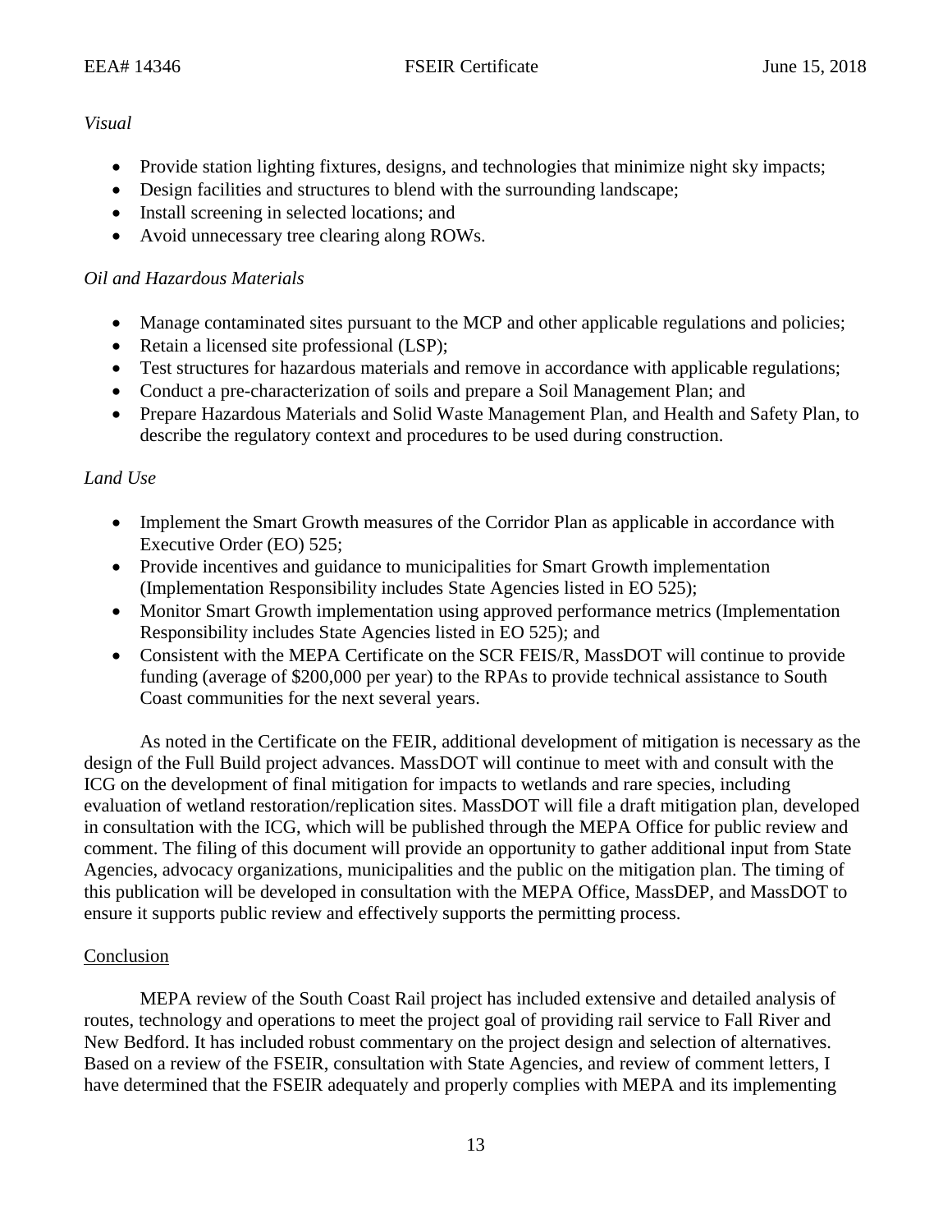*Visual*

- Provide station lighting fixtures, designs, and technologies that minimize night sky impacts;
- Design facilities and structures to blend with the surrounding landscape;
- Install screening in selected locations; and
- Avoid unnecessary tree clearing along ROWs.

*Oil and Hazardous Materials*

- Manage contaminated sites pursuant to the MCP and other applicable regulations and policies;
- Retain a licensed site professional (LSP);
- Test structures for hazardous materials and remove in accordance with applicable regulations;
- Conduct a pre-characterization of soils and prepare a Soil Management Plan; and
- Prepare Hazardous Materials and Solid Waste Management Plan, and Health and Safety Plan, to describe the regulatory context and procedures to be used during construction.

*Land Use*

- Implement the Smart Growth measures of the Corridor Plan as applicable in accordance with Executive Order (EO) 525;
- Provide incentives and guidance to municipalities for Smart Growth implementation (Implementation Responsibility includes State Agencies listed in EO 525);
- Monitor Smart Growth implementation using approved performance metrics (Implementation Responsibility includes State Agencies listed in EO 525); and
- Consistent with the MEPA Certificate on the SCR FEIS/R, MassDOT will continue to provide funding (average of $200,000 per year) to the RPAs to provide technical assistance to South Coast communities for the next several years.

As noted in the Certificate on the FEIR, additional development of mitigation is necessary as the design of the Full Build project advances. MassDOT will continue to meet with and consult with the ICG on the development of final mitigation for impacts to wetlands and rare species, including evaluation of wetland restoration/replication sites. MassDOT will file a draft mitigation plan, developed in consultation with the ICG, which will be published through the MEPA Office for public review and comment. The filing of this document will provide an opportunity to gather additional input from State Agencies, advocacy organizations, municipalities and the public on the mitigation plan. The timing of this publication will be developed in consultation with the MEPA Office, MassDEP, and MassDOT to ensure it supports public review and effectively supports the permitting process.

## Conclusion

MEPA review of the South Coast Rail project has included extensive and detailed analysis of routes, technology and operations to meet the project goal of providing rail service to Fall River and New Bedford. It has included robust commentary on the project design and selection of alternatives. Based on a review of the FSEIR, consultation with State Agencies, and review of comment letters, I have determined that the FSEIR adequately and properly complies with MEPA and its implementing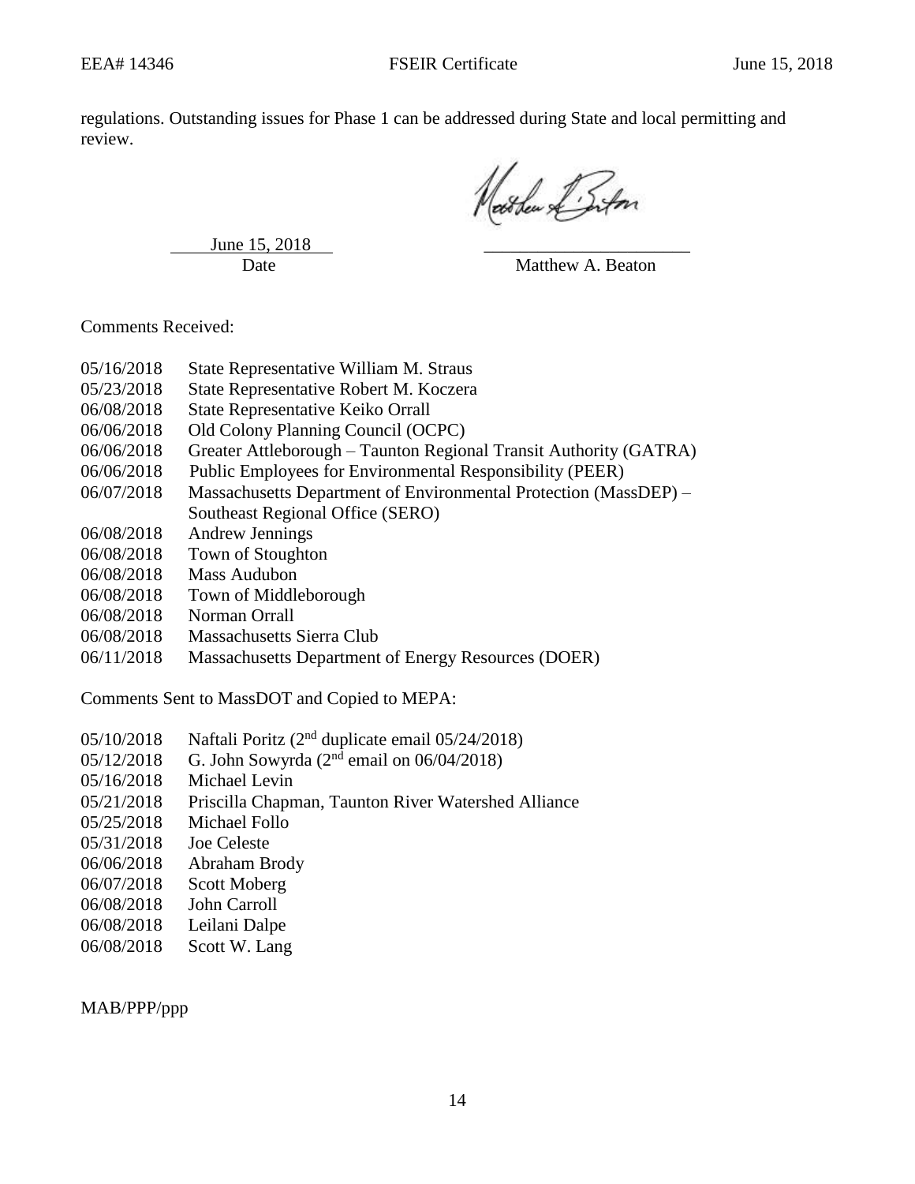regulations. Outstanding issues for Phase 1 can be addressed during State and local permitting and review.

June 15, 2018
Date

Matthew A. Beaton

Comments Received:

| | |
|---|---|
| 05/16/2018 | State Representative William M. Straus |
| 05/23/2018 | State Representative Robert M. Koczera |
| 06/08/2018 | State Representative Keiko Orrall |
| 06/06/2018 | Old Colony Planning Council (OCPC) |
| 06/06/2018 | Greater Attleborough – Taunton Regional Transit Authority (GATRA) |
| 06/06/2018 | Public Employees for Environmental Responsibility (PEER) |
| 06/07/2018 | Massachusetts Department of Environmental Protection (MassDEP) – Southeast Regional Office (SERO) |
| 06/08/2018 | Andrew Jennings |
| 06/08/2018 | Town of Stoughton |
| 06/08/2018 | Mass Audubon |
| 06/08/2018 | Town of Middleborough |
| 06/08/2018 | Norman Orrall |
| 06/08/2018 | Massachusetts Sierra Club |
| 06/11/2018 | Massachusetts Department of Energy Resources (DOER) |

Comments Sent to MassDOT and Copied to MEPA:

| | |
|---|---|
| 05/10/2018 | Naftali Poritz (2nd duplicate email 05/24/2018) |
| 05/12/2018 | G. John Sowyrda (2nd email on 06/04/2018) |
| 05/16/2018 | Michael Levin |
| 05/21/2018 | Priscilla Chapman, Taunton River Watershed Alliance |
| 05/25/2018 | Michael Follo |
| 05/31/2018 | Joe Celeste |
| 06/06/2018 | Abraham Brody |
| 06/07/2018 | Scott Moberg |
| 06/08/2018 | John Carroll |
| 06/08/2018 | Leilani Dalpe |
| 06/08/2018 | Scott W. Lang |

MAB/PPP/ppp